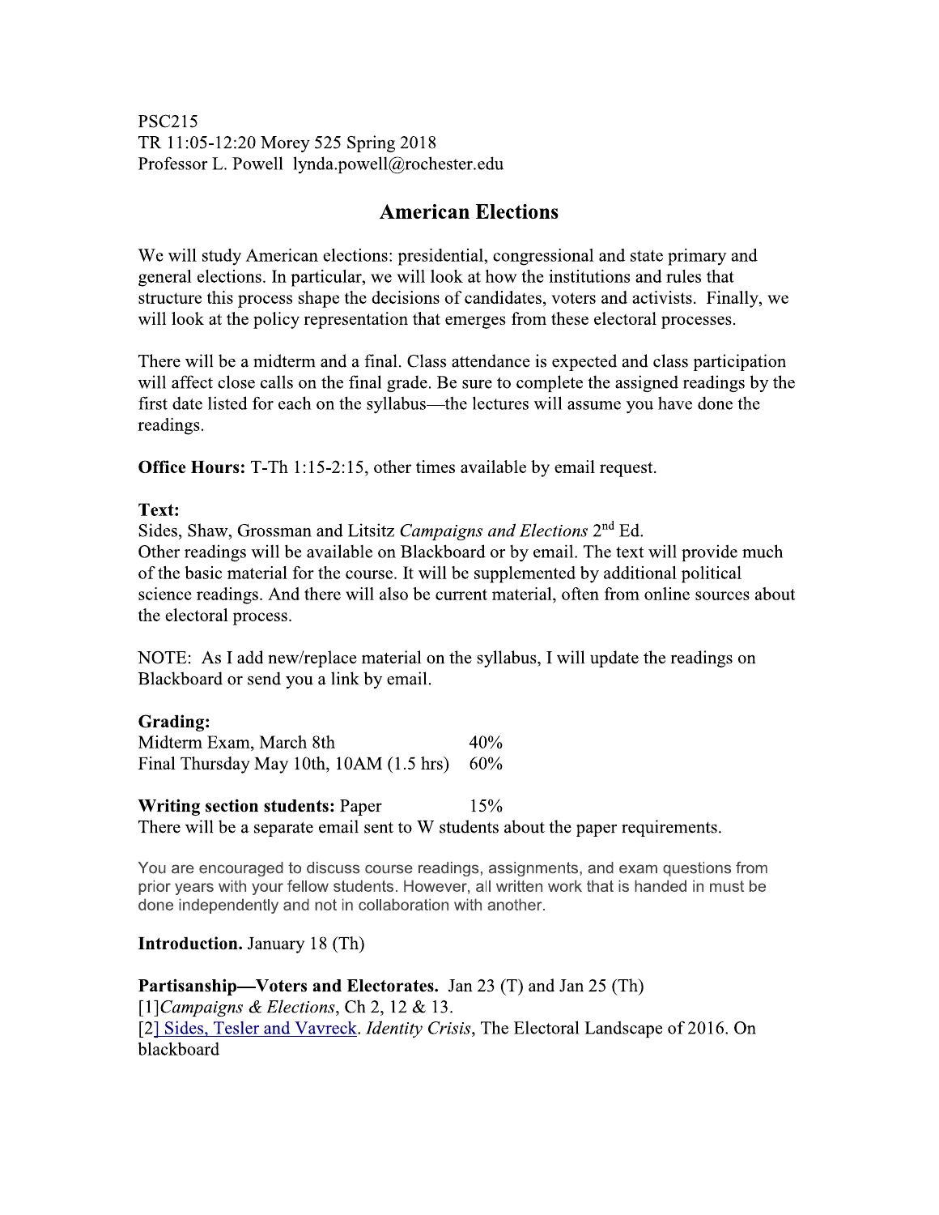PSC215
TR 11:05-12:20 Morey 525 Spring 2018
Professor L. Powell lynda.powell@rochester.edu

# American Elections

We will study American elections: presidential, congressional and state primary and general elections. In particular, we will look at how the institutions and rules that structure this process shape the decisions of candidates, voters and activists. Finally, we will look at the policy representation that emerges from these electoral processes.

There will be a midterm and a final. Class attendance is expected and class participation will affect close calls on the final grade. Be sure to complete the assigned readings by the first date listed for each on the syllabus—the lectures will assume you have done the readings.

**Office Hours:** T-Th 1:15-2:15, other times available by email request.

**Text:**
Sides, Shaw, Grossman and Litsitz *Campaigns and Elections* 2nd Ed.
Other readings will be available on Blackboard or by email. The text will provide much of the basic material for the course. It will be supplemented by additional political science readings. And there will also be current material, often from online sources about the electoral process.

NOTE: As I add new/replace material on the syllabus, I will update the readings on Blackboard or send you a link by email.

**Grading:**

| | |
|---|---|
| Midterm Exam, March 8th | 40% |
| Final Thursday May 10th, 10AM (1.5 hrs) | 60% |

**Writing section students:** Paper 15%
There will be a separate email sent to W students about the paper requirements.

You are encouraged to discuss course readings, assignments, and exam questions from prior years with your fellow students. However, all written work that is handed in must be done independently and not in collaboration with another.

**Introduction.** January 18 (Th)

**Partisanship—Voters and Electorates.** Jan 23 (T) and Jan 25 (Th)
[1]*Campaigns & Elections*, Ch 2, 12 & 13.
[2] Sides, Tesler and Vavreck. *Identity Crisis*, The Electoral Landscape of 2016. On blackboard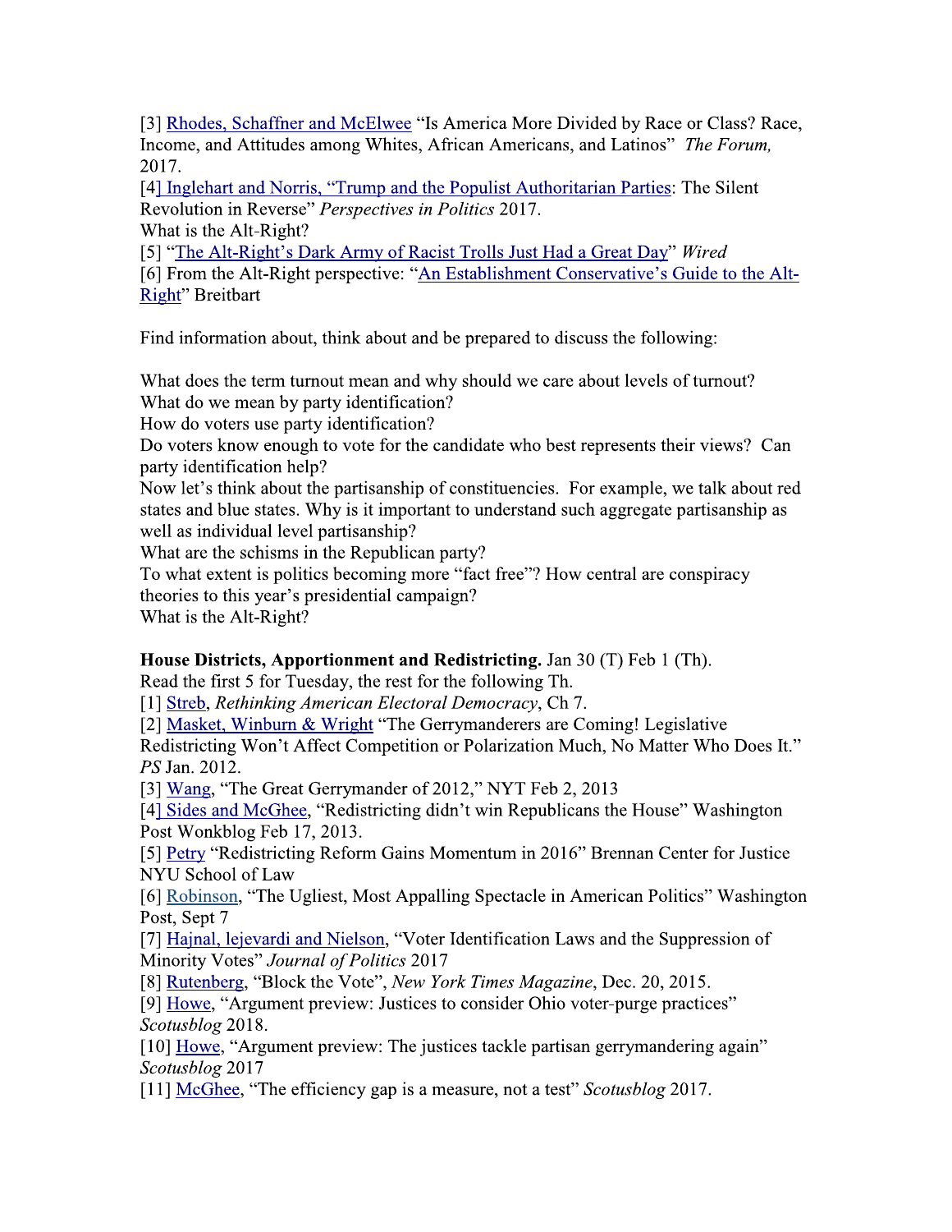[3] Rhodes, Schaffner and McElwee "Is America More Divided by Race or Class? Race, Income, and Attitudes among Whites, African Americans, and Latinos" *The Forum,* 2017.
[4] Inglehart and Norris, "Trump and the Populist Authoritarian Parties: The Silent Revolution in Reverse" *Perspectives in Politics* 2017.
What is the Alt-Right?
[5] "The Alt-Right's Dark Army of Racist Trolls Just Had a Great Day" *Wired*
[6] From the Alt-Right perspective: "An Establishment Conservative's Guide to the Alt-Right" Breitbart

Find information about, think about and be prepared to discuss the following:

What does the term turnout mean and why should we care about levels of turnout?
What do we mean by party identification?
How do voters use party identification?
Do voters know enough to vote for the candidate who best represents their views? Can party identification help?
Now let's think about the partisanship of constituencies. For example, we talk about red states and blue states. Why is it important to understand such aggregate partisanship as well as individual level partisanship?
What are the schisms in the Republican party?
To what extent is politics becoming more "fact free"? How central are conspiracy theories to this year's presidential campaign?
What is the Alt-Right?

**House Districts, Apportionment and Redistricting.** Jan 30 (T) Feb 1 (Th).
Read the first 5 for Tuesday, the rest for the following Th.
[1] Streb, *Rethinking American Electoral Democracy*, Ch 7.
[2] Masket, Winburn & Wright "The Gerrymanderers are Coming! Legislative Redistricting Won't Affect Competition or Polarization Much, No Matter Who Does It." *PS* Jan. 2012.
[3] Wang, "The Great Gerrymander of 2012," NYT Feb 2, 2013
[4] Sides and McGhee, "Redistricting didn't win Republicans the House" Washington Post Wonkblog Feb 17, 2013.
[5] Petry "Redistricting Reform Gains Momentum in 2016" Brennan Center for Justice NYU School of Law
[6] Robinson, "The Ugliest, Most Appalling Spectacle in American Politics" Washington Post, Sept 7
[7] Hajnal, lejevardi and Nielson, "Voter Identification Laws and the Suppression of Minority Votes" *Journal of Politics* 2017
[8] Rutenberg, "Block the Vote", *New York Times Magazine*, Dec. 20, 2015.
[9] Howe, "Argument preview: Justices to consider Ohio voter-purge practices" *Scotusblog* 2018.
[10] Howe, "Argument preview: The justices tackle partisan gerrymandering again" *Scotusblog* 2017
[11] McGhee, "The efficiency gap is a measure, not a test" *Scotusblog* 2017.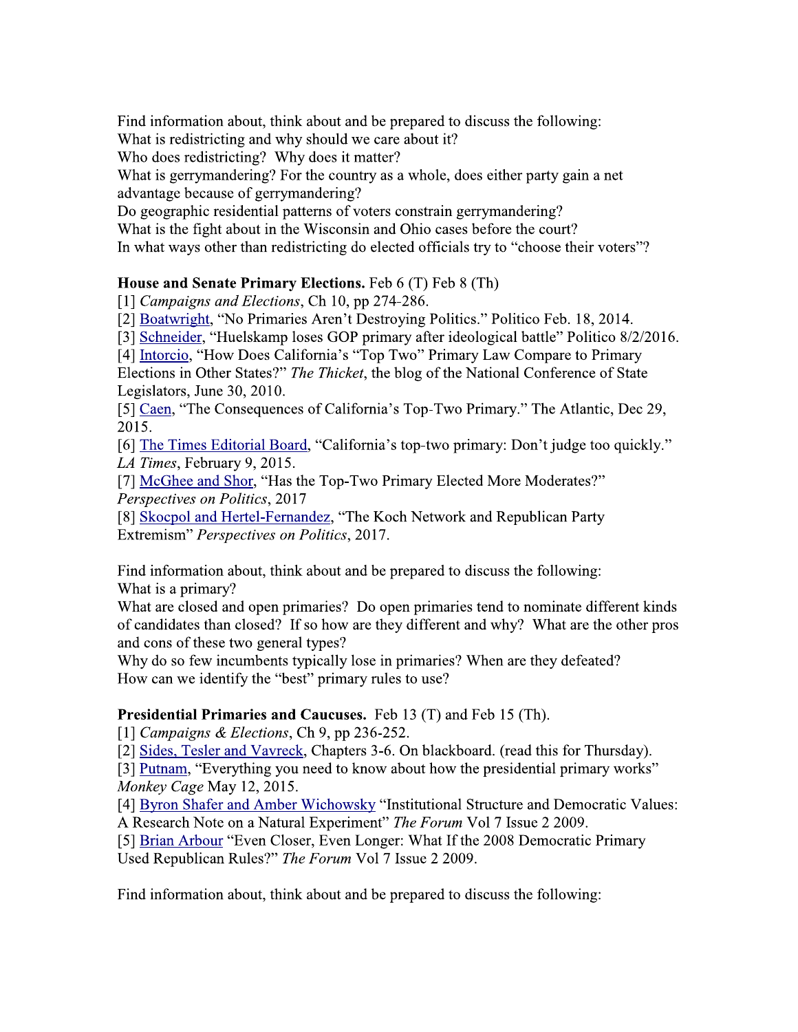Find information about, think about and be prepared to discuss the following:
What is redistricting and why should we care about it?
Who does redistricting? Why does it matter?
What is gerrymandering? For the country as a whole, does either party gain a net advantage because of gerrymandering?
Do geographic residential patterns of voters constrain gerrymandering?
What is the fight about in the Wisconsin and Ohio cases before the court?
In what ways other than redistricting do elected officials try to "choose their voters"?

**House and Senate Primary Elections.** Feb 6 (T) Feb 8 (Th)
[1] *Campaigns and Elections*, Ch 10, pp 274-286.
[2] Boatwright, "No Primaries Aren't Destroying Politics." Politico Feb. 18, 2014.
[3] Schneider, "Huelskamp loses GOP primary after ideological battle" Politico 8/2/2016.
[4] Intorcio, "How Does California's "Top Two" Primary Law Compare to Primary Elections in Other States?" *The Thicket*, the blog of the National Conference of State Legislators, June 30, 2010.
[5] Caen, "The Consequences of California's Top-Two Primary." The Atlantic, Dec 29, 2015.
[6] The Times Editorial Board, "California's top-two primary: Don't judge too quickly." *LA Times*, February 9, 2015.
[7] McGhee and Shor, "Has the Top-Two Primary Elected More Moderates?" *Perspectives on Politics*, 2017
[8] Skocpol and Hertel-Fernandez, "The Koch Network and Republican Party Extremism" *Perspectives on Politics*, 2017.

Find information about, think about and be prepared to discuss the following:
What is a primary?
What are closed and open primaries? Do open primaries tend to nominate different kinds of candidates than closed? If so how are they different and why? What are the other pros and cons of these two general types?
Why do so few incumbents typically lose in primaries? When are they defeated?
How can we identify the "best" primary rules to use?

**Presidential Primaries and Caucuses.** Feb 13 (T) and Feb 15 (Th).
[1] *Campaigns & Elections*, Ch 9, pp 236-252.
[2] Sides, Tesler and Vavreck, Chapters 3-6. On blackboard. (read this for Thursday).
[3] Putnam, "Everything you need to know about how the presidential primary works" *Monkey Cage* May 12, 2015.
[4] Byron Shafer and Amber Wichowsky "Institutional Structure and Democratic Values: A Research Note on a Natural Experiment" *The Forum* Vol 7 Issue 2 2009.
[5] Brian Arbour "Even Closer, Even Longer: What If the 2008 Democratic Primary Used Republican Rules?" *The Forum* Vol 7 Issue 2 2009.

Find information about, think about and be prepared to discuss the following: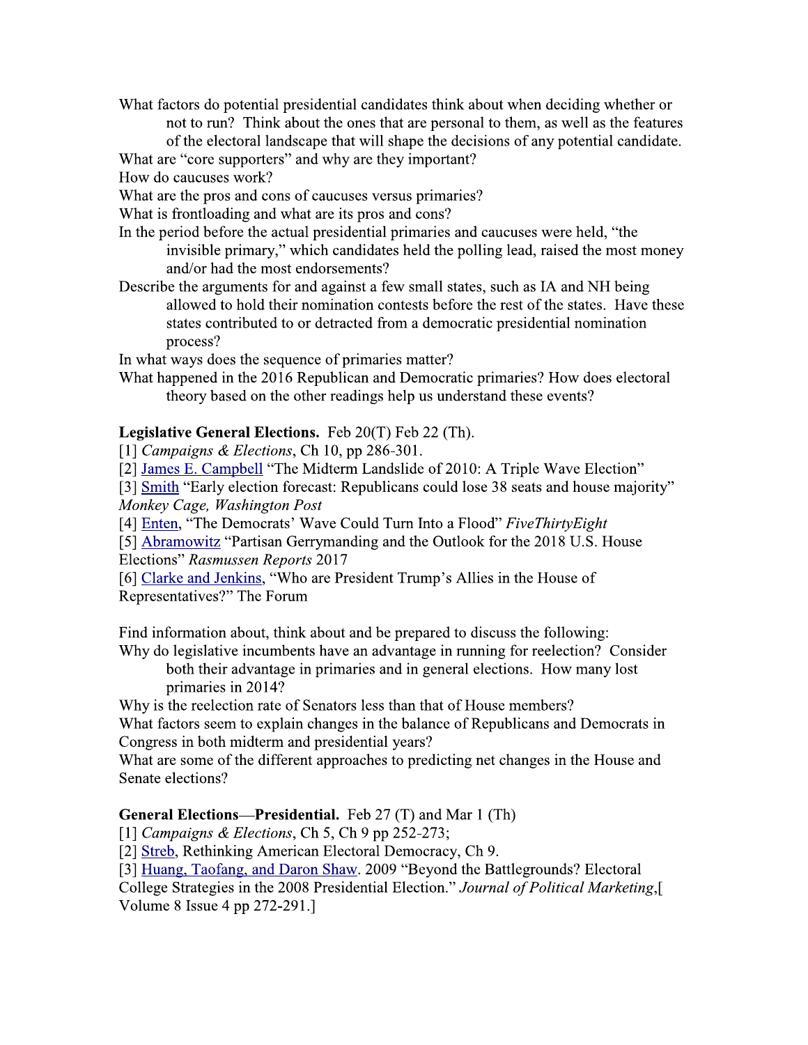What factors do potential presidential candidates think about when deciding whether or not to run? Think about the ones that are personal to them, as well as the features of the electoral landscape that will shape the decisions of any potential candidate.

What are "core supporters" and why are they important?

How do caucuses work?

What are the pros and cons of caucuses versus primaries?

What is frontloading and what are its pros and cons?

In the period before the actual presidential primaries and caucuses were held, "the invisible primary," which candidates held the polling lead, raised the most money and/or had the most endorsements?

Describe the arguments for and against a few small states, such as IA and NH being allowed to hold their nomination contests before the rest of the states. Have these states contributed to or detracted from a democratic presidential nomination process?

In what ways does the sequence of primaries matter?

What happened in the 2016 Republican and Democratic primaries? How does electoral theory based on the other readings help us understand these events?

**Legislative General Elections.** Feb 20(T) Feb 22 (Th).

[1] *Campaigns & Elections*, Ch 10, pp 286-301.

[2] James E. Campbell "The Midterm Landslide of 2010: A Triple Wave Election"

[3] Smith "Early election forecast: Republicans could lose 38 seats and house majority" *Monkey Cage, Washington Post*

[4] Enten, "The Democrats' Wave Could Turn Into a Flood" *FiveThirtyEight*

[5] Abramowitz "Partisan Gerrymanding and the Outlook for the 2018 U.S. House Elections" *Rasmussen Reports* 2017

[6] Clarke and Jenkins, "Who are President Trump's Allies in the House of Representatives?" The Forum

Find information about, think about and be prepared to discuss the following:

Why do legislative incumbents have an advantage in running for reelection? Consider both their advantage in primaries and in general elections. How many lost primaries in 2014?

Why is the reelection rate of Senators less than that of House members?

What factors seem to explain changes in the balance of Republicans and Democrats in Congress in both midterm and presidential years?

What are some of the different approaches to predicting net changes in the House and Senate elections?

**General Elections—Presidential.** Feb 27 (T) and Mar 1 (Th)

[1] *Campaigns & Elections*, Ch 5, Ch 9 pp 252-273;

[2] Streb, Rethinking American Electoral Democracy, Ch 9.

[3] Huang, Taofang, and Daron Shaw. 2009 "Beyond the Battlegrounds? Electoral College Strategies in the 2008 Presidential Election." *Journal of Political Marketing*,[ Volume 8 Issue 4 pp 272-291.]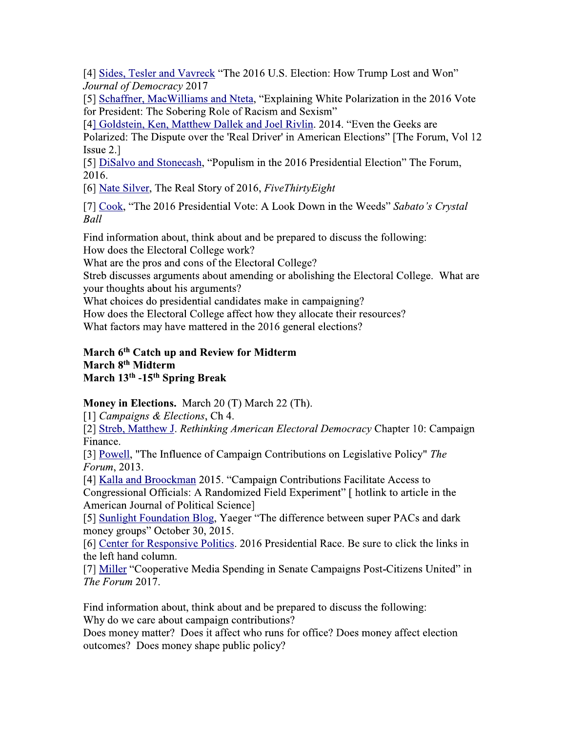[4] Sides, Tesler and Vavreck "The 2016 U.S. Election: How Trump Lost and Won" *Journal of Democracy* 2017
[5] Schaffner, MacWilliams and Nteta, "Explaining White Polarization in the 2016 Vote for President: The Sobering Role of Racism and Sexism"
[4] Goldstein, Ken, Matthew Dallek and Joel Rivlin. 2014. "Even the Geeks are Polarized: The Dispute over the 'Real Driver' in American Elections" [The Forum, Vol 12 Issue 2.]
[5] DiSalvo and Stonecash, "Populism in the 2016 Presidential Election" The Forum, 2016.
[6] Nate Silver, The Real Story of 2016, *FiveThirtyEight*
[7] Cook, "The 2016 Presidential Vote: A Look Down in the Weeds" *Sabato's Crystal Ball*

Find information about, think about and be prepared to discuss the following:
How does the Electoral College work?
What are the pros and cons of the Electoral College?
Streb discusses arguments about amending or abolishing the Electoral College. What are your thoughts about his arguments?
What choices do presidential candidates make in campaigning?
How does the Electoral College affect how they allocate their resources?
What factors may have mattered in the 2016 general elections?

**March 6th Catch up and Review for Midterm**
**March 8th Midterm**
**March 13th -15th Spring Break**

**Money in Elections.** March 20 (T) March 22 (Th).
[1] *Campaigns & Elections*, Ch 4.
[2] Streb, Matthew J. *Rethinking American Electoral Democracy* Chapter 10: Campaign Finance.
[3] Powell, "The Influence of Campaign Contributions on Legislative Policy" *The Forum*, 2013.
[4] Kalla and Broockman 2015. "Campaign Contributions Facilitate Access to Congressional Officials: A Randomized Field Experiment" [ hotlink to article in the American Journal of Political Science]
[5] Sunlight Foundation Blog, Yaeger "The difference between super PACs and dark money groups" October 30, 2015.
[6] Center for Responsive Politics. 2016 Presidential Race. Be sure to click the links in the left hand column.
[7] Miller "Cooperative Media Spending in Senate Campaigns Post-Citizens United" in *The Forum* 2017.

Find information about, think about and be prepared to discuss the following:
Why do we care about campaign contributions?
Does money matter? Does it affect who runs for office? Does money affect election outcomes? Does money shape public policy?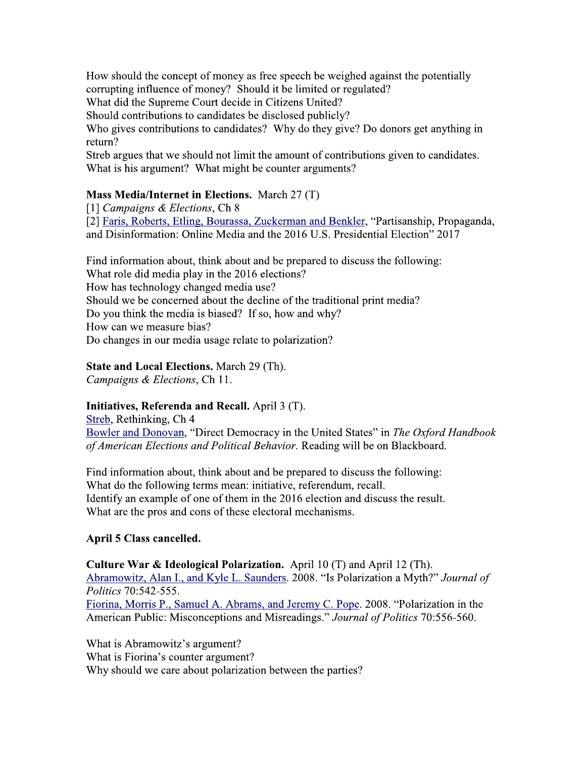How should the concept of money as free speech be weighed against the potentially corrupting influence of money? Should it be limited or regulated?
What did the Supreme Court decide in Citizens United?
Should contributions to candidates be disclosed publicly?
Who gives contributions to candidates? Why do they give? Do donors get anything in return?
Streb argues that we should not limit the amount of contributions given to candidates. What is his argument? What might be counter arguments?

**Mass Media/Internet in Elections.** March 27 (T)
[1] *Campaigns & Elections*, Ch 8
[2] Faris, Roberts, Etling, Bourassa, Zuckerman and Benkler, "Partisanship, Propaganda, and Disinformation: Online Media and the 2016 U.S. Presidential Election" 2017

Find information about, think about and be prepared to discuss the following:
What role did media play in the 2016 elections?
How has technology changed media use?
Should we be concerned about the decline of the traditional print media?
Do you think the media is biased? If so, how and why?
How can we measure bias?
Do changes in our media usage relate to polarization?

**State and Local Elections.** March 29 (Th).
*Campaigns & Elections*, Ch 11.

**Initiatives, Referenda and Recall.** April 3 (T).
Streb, Rethinking, Ch 4
Bowler and Donovan, "Direct Democracy in the United States" in *The Oxford Handbook of American Elections and Political Behavior.* Reading will be on Blackboard.

Find information about, think about and be prepared to discuss the following:
What do the following terms mean: initiative, referendum, recall.
Identify an example of one of them in the 2016 election and discuss the result.
What are the pros and cons of these electoral mechanisms.

**April 5 Class cancelled.**

**Culture War & Ideological Polarization.** April 10 (T) and April 12 (Th).
Abramowitz, Alan I., and Kyle L. Saunders. 2008. "Is Polarization a Myth?" *Journal of Politics* 70:542-555.
Fiorina, Morris P., Samuel A. Abrams, and Jeremy C. Pope. 2008. "Polarization in the American Public: Misconceptions and Misreadings." *Journal of Politics* 70:556-560.

What is Abramowitz's argument?
What is Fiorina's counter argument?
Why should we care about polarization between the parties?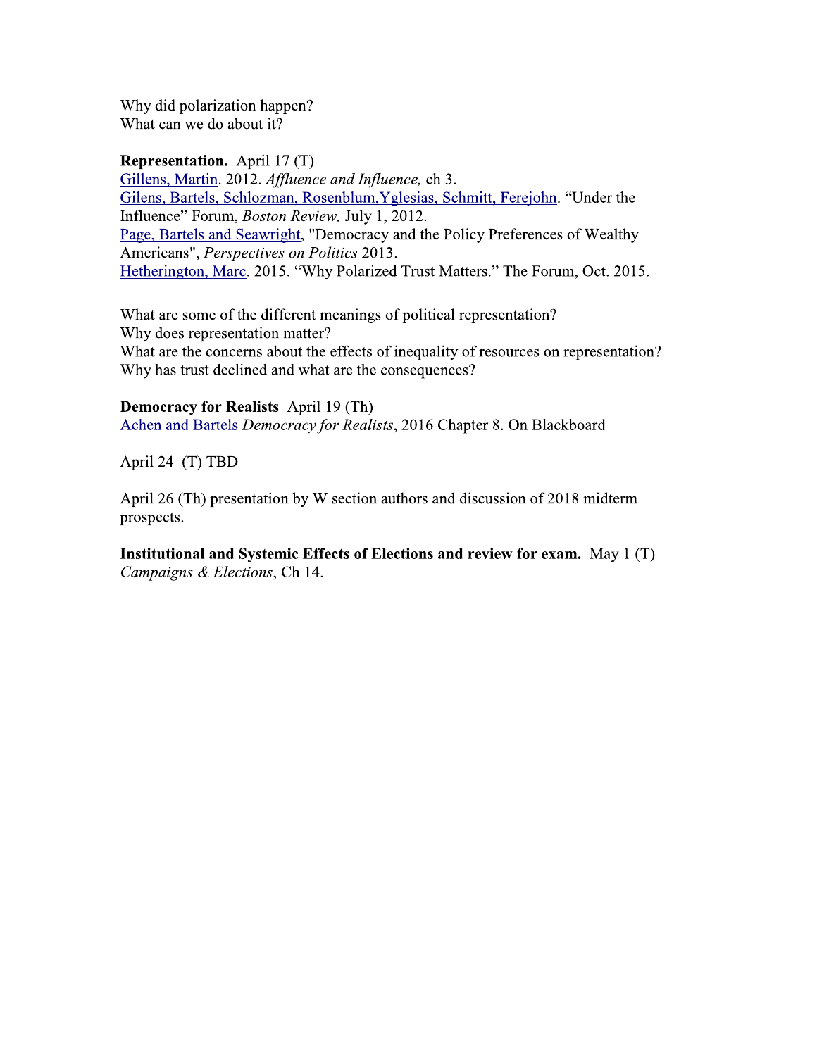Why did polarization happen?
What can we do about it?

**Representation.** April 17 (T)
Gillens, Martin. 2012. *Affluence and Influence,* ch 3.
Gilens, Bartels, Schlozman, Rosenblum,Yglesias, Schmitt, Ferejohn. "Under the Influence" Forum, *Boston Review,* July 1, 2012.
Page, Bartels and Seawright, "Democracy and the Policy Preferences of Wealthy Americans", *Perspectives on Politics* 2013.
Hetherington, Marc. 2015. "Why Polarized Trust Matters." The Forum, Oct. 2015.

What are some of the different meanings of political representation?
Why does representation matter?
What are the concerns about the effects of inequality of resources on representation?
Why has trust declined and what are the consequences?

**Democracy for Realists** April 19 (Th)
Achen and Bartels *Democracy for Realists*, 2016 Chapter 8. On Blackboard

April 24 (T) TBD

April 26 (Th) presentation by W section authors and discussion of 2018 midterm prospects.

**Institutional and Systemic Effects of Elections and review for exam.** May 1 (T)
*Campaigns & Elections*, Ch 14.